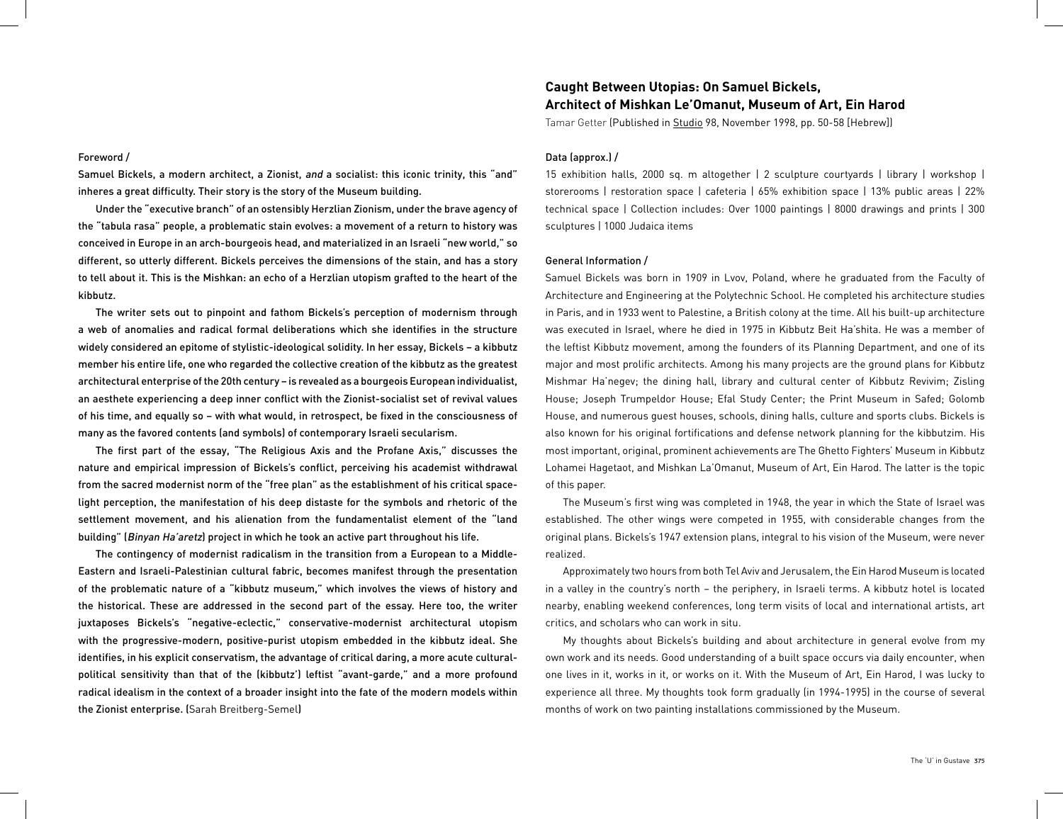## Foreword /

Samuel Bickels, a modern architect, a Zionist, *and* a socialist: this iconic trinity, this "and" inheres a great difficulty. Their story is the story of the Museum building.

Under the "executive branch" of an ostensibly Herzlian Zionism, under the brave agency of the "tabula rasa" people, a problematic stain evolves: a movement of a return to history was conceived in Europe in an arch-bourgeois head, and materialized in an Israeli "new world," so different, so utterly different. Bickels perceives the dimensions of the stain, and has a story to tell about it. This is the Mishkan: an echo of a Herzlian utopism grafted to the heart of the kibbutz.

The writer sets out to pinpoint and fathom Bickels's perception of modernism through a web of anomalies and radical formal deliberations which she identifies in the structure widely considered an epitome of stylistic-ideological solidity. In her essay, Bickels – a kibbutz member his entire life, one who regarded the collective creation of the kibbutz as the greatest architectural enterprise of the 20th century – is revealed as a bourgeois European individualist, an aesthete experiencing a deep inner conflict with the Zionist-socialist set of revival values of his time, and equally so – with what would, in retrospect, be fixed in the consciousness of many as the favored contents (and symbols) of contemporary Israeli secularism.

The first part of the essay, "The Religious Axis and the Profane Axis," discusses the nature and empirical impression of Bickels's conflict, perceiving his academist withdrawal from the sacred modernist norm of the "free plan" as the establishment of his critical space-light perception, the manifestation of his deep distaste for the symbols and rhetoric of the settlement movement, and his alienation from the fundamentalist element of the "land building" (*Binyan Ha'aretz*) project in which he took an active part throughout his life.

The contingency of modernist radicalism in the transition from a European to a Middle-Eastern and Israeli-Palestinian cultural fabric, becomes manifest through the presentation of the problematic nature of a "kibbutz museum," which involves the views of history and the historical. These are addressed in the second part of the essay. Here too, the writer juxtaposes Bickels's "negative-eclectic," conservative-modernist architectural utopism with the progressive-modern, positive-purist utopism embedded in the kibbutz ideal. She identifies, in his explicit conservatism, the advantage of critical daring, a more acute cultural-political sensitivity than that of the (kibbutz') leftist "avant-garde," and a more profound radical idealism in the context of a broader insight into the fate of the modern models within the Zionist enterprise. (Sarah Breitberg-Semel)

# Caught Between Utopias: On Samuel Bickels, Architect of Mishkan Le'Omanut, Museum of Art, Ein Harod

Tamar Getter (Published in Studio 98, November 1998, pp. 50-58 [Hebrew])

## Data (approx.) /

15 exhibition halls, 2000 sq. m altogether | 2 sculpture courtyards | library | workshop | storerooms | restoration space | cafeteria | 65% exhibition space | 13% public areas | 22% technical space | Collection includes: Over 1000 paintings | 8000 drawings and prints | 300 sculptures | 1000 Judaica items

## General Information /

Samuel Bickels was born in 1909 in Lvov, Poland, where he graduated from the Faculty of Architecture and Engineering at the Polytechnic School. He completed his architecture studies in Paris, and in 1933 went to Palestine, a British colony at the time. All his built-up architecture was executed in Israel, where he died in 1975 in Kibbutz Beit Ha'shita. He was a member of the leftist Kibbutz movement, among the founders of its Planning Department, and one of its major and most prolific architects. Among his many projects are the ground plans for Kibbutz Mishmar Ha'negev; the dining hall, library and cultural center of Kibbutz Revivim; Zisling House; Joseph Trumpeldor House; Efal Study Center; the Print Museum in Safed; Golomb House, and numerous guest houses, schools, dining halls, culture and sports clubs. Bickels is also known for his original fortifications and defense network planning for the kibbutzim. His most important, original, prominent achievements are The Ghetto Fighters' Museum in Kibbutz Lohamei Hagetaot, and Mishkan La'Omanut, Museum of Art, Ein Harod. The latter is the topic of this paper.

The Museum's first wing was completed in 1948, the year in which the State of Israel was established. The other wings were competed in 1955, with considerable changes from the original plans. Bickels's 1947 extension plans, integral to his vision of the Museum, were never realized.

Approximately two hours from both Tel Aviv and Jerusalem, the Ein Harod Museum is located in a valley in the country's north – the periphery, in Israeli terms. A kibbutz hotel is located nearby, enabling weekend conferences, long term visits of local and international artists, art critics, and scholars who can work in situ.

My thoughts about Bickels's building and about architecture in general evolve from my own work and its needs. Good understanding of a built space occurs via daily encounter, when one lives in it, works in it, or works on it. With the Museum of Art, Ein Harod, I was lucky to experience all three. My thoughts took form gradually (in 1994-1995) in the course of several months of work on two painting installations commissioned by the Museum.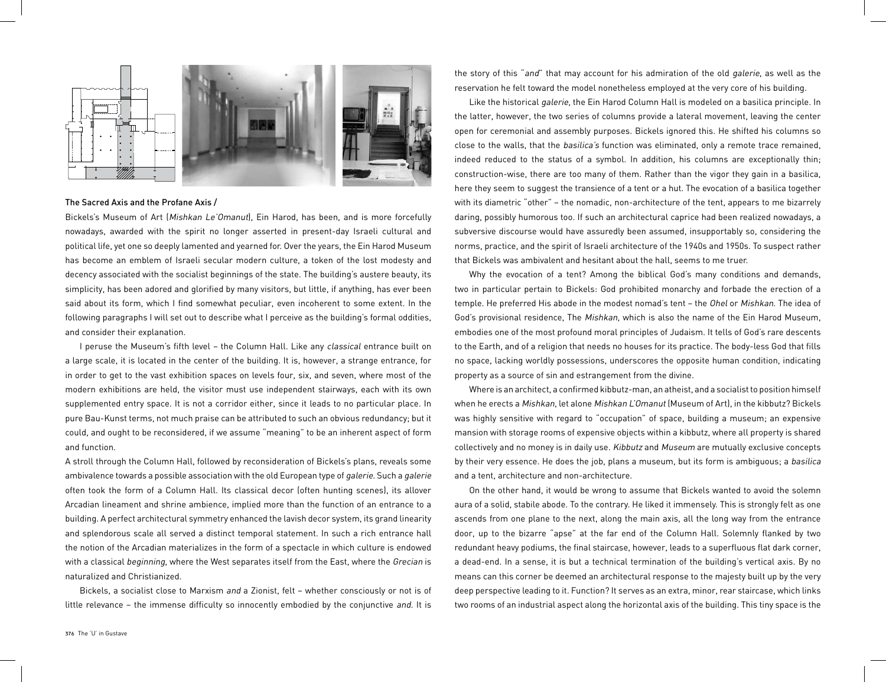## The Sacred Axis and the Profane Axis /

Bickels's Museum of Art (*Mishkan Le'Omanut*), Ein Harod, has been, and is more forcefully nowadays, awarded with the spirit no longer asserted in present-day Israeli cultural and political life, yet one so deeply lamented and yearned for. Over the years, the Ein Harod Museum has become an emblem of Israeli secular modern culture, a token of the lost modesty and decency associated with the socialist beginnings of the state. The building's austere beauty, its simplicity, has been adored and glorified by many visitors, but little, if anything, has ever been said about its form, which I find somewhat peculiar, even incoherent to some extent. In the following paragraphs I will set out to describe what I perceive as the building's formal oddities, and consider their explanation.

I peruse the Museum's fifth level – the Column Hall. Like any *classical* entrance built on a large scale, it is located in the center of the building. It is, however, a strange entrance, for in order to get to the vast exhibition spaces on levels four, six, and seven, where most of the modern exhibitions are held, the visitor must use independent stairways, each with its own supplemented entry space. It is not a corridor either, since it leads to no particular place. In pure Bau-Kunst terms, not much praise can be attributed to such an obvious redundancy; but it could, and ought to be reconsidered, if we assume "meaning" to be an inherent aspect of form and function.

A stroll through the Column Hall, followed by reconsideration of Bickels's plans, reveals some ambivalence towards a possible association with the old European type of *galerie*. Such a *galerie* often took the form of a Column Hall. Its classical decor (often hunting scenes), its allover Arcadian lineament and shrine ambience, implied more than the function of an entrance to a building. A perfect architectural symmetry enhanced the lavish decor system, its grand linearity and splendorous scale all served a distinct temporal statement. In such a rich entrance hall the notion of the Arcadian materializes in the form of a spectacle in which culture is endowed with a classical *beginning*, where the West separates itself from the East, where the *Grecian* is naturalized and Christianized.

Bickels, a socialist close to Marxism *and* a Zionist, felt – whether consciously or not is of little relevance – the immense difficulty so innocently embodied by the conjunctive *and*. It is the story of this "*and*" that may account for his admiration of the old *galerie*, as well as the reservation he felt toward the model nonetheless employed at the very core of his building.

Like the historical *galerie*, the Ein Harod Column Hall is modeled on a basilica principle. In the latter, however, the two series of columns provide a lateral movement, leaving the center open for ceremonial and assembly purposes. Bickels ignored this. He shifted his columns so close to the walls, that the *basilica's* function was eliminated, only a remote trace remained, indeed reduced to the status of a symbol. In addition, his columns are exceptionally thin; construction-wise, there are too many of them. Rather than the vigor they gain in a basilica, here they seem to suggest the transience of a tent or a hut. The evocation of a basilica together with its diametric "other" – the nomadic, non-architecture of the tent, appears to me bizarrely daring, possibly humorous too. If such an architectural caprice had been realized nowadays, a subversive discourse would have assuredly been assumed, insupportably so, considering the norms, practice, and the spirit of Israeli architecture of the 1940s and 1950s. To suspect rather that Bickels was ambivalent and hesitant about the hall, seems to me truer.

Why the evocation of a tent? Among the biblical God's many conditions and demands, two in particular pertain to Bickels: God prohibited monarchy and forbade the erection of a temple. He preferred His abode in the modest nomad's tent – the *Ohel* or *Mishkan*. The idea of God's provisional residence, The *Mishkan*, which is also the name of the Ein Harod Museum, embodies one of the most profound moral principles of Judaism. It tells of God's rare descents to the Earth, and of a religion that needs no houses for its practice. The body-less God that fills no space, lacking worldly possessions, underscores the opposite human condition, indicating property as a source of sin and estrangement from the divine.

Where is an architect, a confirmed kibbutz-man, an atheist, and a socialist to position himself when he erects a *Mishkan*, let alone *Mishkan L'Omanut* (Museum of Art), in the kibbutz? Bickels was highly sensitive with regard to "occupation" of space, building a museum; an expensive mansion with storage rooms of expensive objects within a kibbutz, where all property is shared collectively and no money is in daily use. *Kibbutz* and *Museum* are mutually exclusive concepts by their very essence. He does the job, plans a museum, but its form is ambiguous; a *basilica* and a tent, architecture and non-architecture.

On the other hand, it would be wrong to assume that Bickels wanted to avoid the solemn aura of a solid, stabile abode. To the contrary. He liked it immensely. This is strongly felt as one ascends from one plane to the next, along the main axis, all the long way from the entrance door, up to the bizarre "apse" at the far end of the Column Hall. Solemnly flanked by two redundant heavy podiums, the final staircase, however, leads to a superfluous flat dark corner, a dead-end. In a sense, it is but a technical termination of the building's vertical axis. By no means can this corner be deemed an architectural response to the majesty built up by the very deep perspective leading to it. Function? It serves as an extra, minor, rear staircase, which links two rooms of an industrial aspect along the horizontal axis of the building. This tiny space is the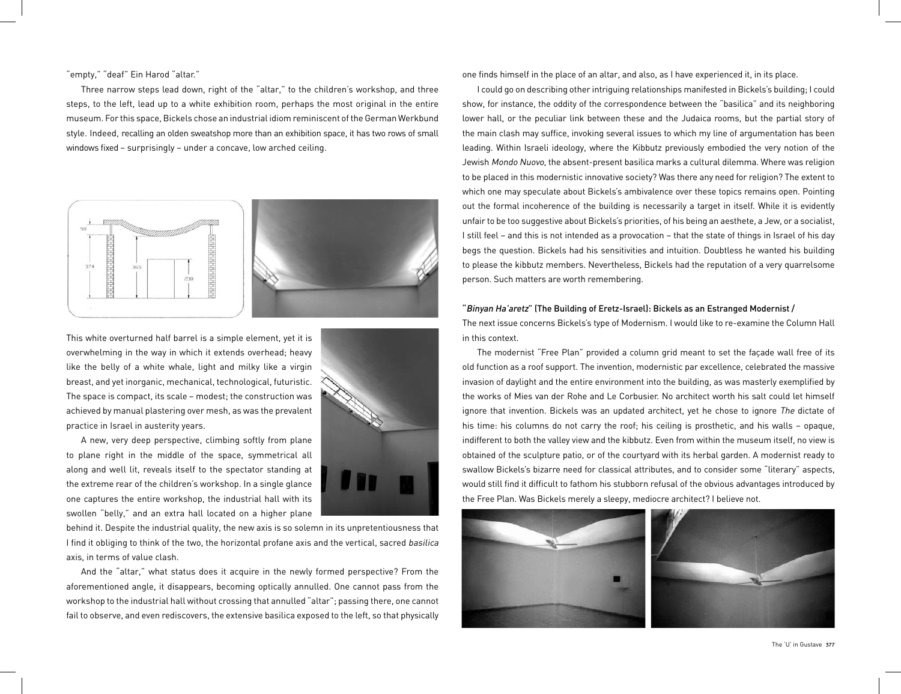"empty," "deaf" Ein Harod "altar."

Three narrow steps lead down, right of the "altar," to the children's workshop, and three steps, to the left, lead up to a white exhibition room, perhaps the most original in the entire museum. For this space, Bickels chose an industrial idiom reminiscent of the German Werkbund style. Indeed, recalling an olden sweatshop more than an exhibition space, it has two rows of small windows fixed – surprisingly – under a concave, low arched ceiling.

This white overturned half barrel is a simple element, yet it is overwhelming in the way in which it extends overhead; heavy like the belly of a white whale, light and milky like a virgin breast, and yet inorganic, mechanical, technological, futuristic. The space is compact, its scale – modest; the construction was achieved by manual plastering over mesh, as was the prevalent practice in Israel in austerity years.

A new, very deep perspective, climbing softly from plane to plane right in the middle of the space, symmetrical all along and well lit, reveals itself to the spectator standing at the extreme rear of the children's workshop. In a single glance one captures the entire workshop, the industrial hall with its swollen "belly," and an extra hall located on a higher plane behind it. Despite the industrial quality, the new axis is so solemn in its unpretentiousness that I find it obliging to think of the two, the horizontal profane axis and the vertical, sacred *basilica* axis, in terms of value clash.

And the "altar," what status does it acquire in the newly formed perspective? From the aforementioned angle, it disappears, becoming optically annulled. One cannot pass from the workshop to the industrial hall without crossing that annulled "altar"; passing there, one cannot fail to observe, and even rediscovers, the extensive basilica exposed to the left, so that physically one finds himself in the place of an altar, and also, as I have experienced it, in its place.

I could go on describing other intriguing relationships manifested in Bickels's building; I could show, for instance, the oddity of the correspondence between the "basilica" and its neighboring lower hall, or the peculiar link between these and the Judaica rooms, but the partial story of the main clash may suffice, invoking several issues to which my line of argumentation has been leading. Within Israeli ideology, where the Kibbutz previously embodied the very notion of the Jewish *Mondo Nuovo*, the absent-present basilica marks a cultural dilemma. Where was religion to be placed in this modernistic innovative society? Was there any need for religion? The extent to which one may speculate about Bickels's ambivalence over these topics remains open. Pointing out the formal incoherence of the building is necessarily a target in itself. While it is evidently unfair to be too suggestive about Bickels's priorities, of his being an aesthete, a Jew, or a socialist, I still feel – and this is not intended as a provocation – that the state of things in Israel of his day begs the question. Bickels had his sensitivities and intuition. Doubtless he wanted his building to please the kibbutz members. Nevertheless, Bickels had the reputation of a very quarrelsome person. Such matters are worth remembering.

### "*Binyan Ha'aretz*" (The Building of Eretz-Israel): Bickels as an Estranged Modernist /

The next issue concerns Bickels's type of Modernism. I would like to re-examine the Column Hall in this context.

The modernist "Free Plan" provided a column grid meant to set the façade wall free of its old function as a roof support. The invention, modernistic par excellence, celebrated the massive invasion of daylight and the entire environment into the building, as was masterly exemplified by the works of Mies van der Rohe and Le Corbusier. No architect worth his salt could let himself ignore that invention. Bickels was an updated architect, yet he chose to ignore *The* dictate of his time: his columns do not carry the roof; his ceiling is prosthetic, and his walls – opaque, indifferent to both the valley view and the kibbutz. Even from within the museum itself, no view is obtained of the sculpture patio, or of the courtyard with its herbal garden. A modernist ready to swallow Bickels's bizarre need for classical attributes, and to consider some "literary" aspects, would still find it difficult to fathom his stubborn refusal of the obvious advantages introduced by the Free Plan. Was Bickels merely a sleepy, mediocre architect? I believe not.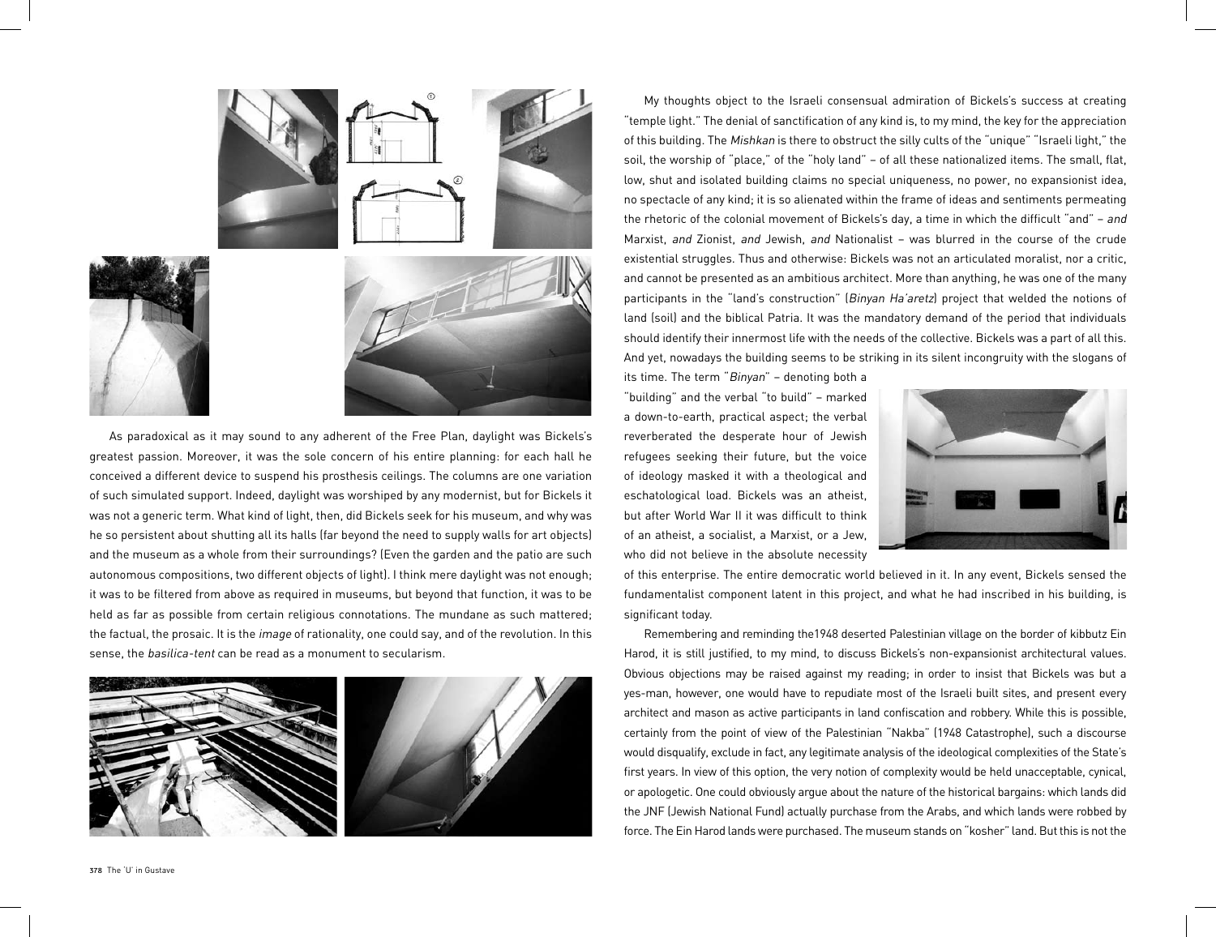As paradoxical as it may sound to any adherent of the Free Plan, daylight was Bickels's greatest passion. Moreover, it was the sole concern of his entire planning: for each hall he conceived a different device to suspend his prosthesis ceilings. The columns are one variation of such simulated support. Indeed, daylight was worshiped by any modernist, but for Bickels it was not a generic term. What kind of light, then, did Bickels seek for his museum, and why was he so persistent about shutting all its halls (far beyond the need to supply walls for art objects) and the museum as a whole from their surroundings? (Even the garden and the patio are such autonomous compositions, two different objects of light). I think mere daylight was not enough; it was to be filtered from above as required in museums, but beyond that function, it was to be held as far as possible from certain religious connotations. The mundane as such mattered; the factual, the prosaic. It is the *image* of rationality, one could say, and of the revolution. In this sense, the *basilica-tent* can be read as a monument to secularism.

My thoughts object to the Israeli consensual admiration of Bickels's success at creating "temple light." The denial of sanctification of any kind is, to my mind, the key for the appreciation of this building. The *Mishkan* is there to obstruct the silly cults of the "unique" "Israeli light," the soil, the worship of "place," of the "holy land" – of all these nationalized items. The small, flat, low, shut and isolated building claims no special uniqueness, no power, no expansionist idea, no spectacle of any kind; it is so alienated within the frame of ideas and sentiments permeating the rhetoric of the colonial movement of Bickels's day, a time in which the difficult "and" – *and* Marxist, *and* Zionist, *and* Jewish, *and* Nationalist – was blurred in the course of the crude existential struggles. Thus and otherwise: Bickels was not an articulated moralist, nor a critic, and cannot be presented as an ambitious architect. More than anything, he was one of the many participants in the "land's construction" (*Binyan Ha'aretz*) project that welded the notions of land (soil) and the biblical Patria. It was the mandatory demand of the period that individuals should identify their innermost life with the needs of the collective. Bickels was a part of all this. And yet, nowadays the building seems to be striking in its silent incongruity with the slogans of its time. The term "*Binyan*" – denoting both a "building" and the verbal "to build" – marked a down-to-earth, practical aspect; the verbal reverberated the desperate hour of Jewish refugees seeking their future, but the voice of ideology masked it with a theological and eschatological load. Bickels was an atheist, but after World War II it was difficult to think of an atheist, a socialist, a Marxist, or a Jew, who did not believe in the absolute necessity of this enterprise. The entire democratic world believed in it. In any event, Bickels sensed the fundamentalist component latent in this project, and what he had inscribed in his building, is significant today.

Remembering and reminding the1948 deserted Palestinian village on the border of kibbutz Ein Harod, it is still justified, to my mind, to discuss Bickels's non-expansionist architectural values. Obvious objections may be raised against my reading; in order to insist that Bickels was but a yes-man, however, one would have to repudiate most of the Israeli built sites, and present every architect and mason as active participants in land confiscation and robbery. While this is possible, certainly from the point of view of the Palestinian "Nakba" (1948 Catastrophe), such a discourse would disqualify, exclude in fact, any legitimate analysis of the ideological complexities of the State's first years. In view of this option, the very notion of complexity would be held unacceptable, cynical, or apologetic. One could obviously argue about the nature of the historical bargains: which lands did the JNF (Jewish National Fund) actually purchase from the Arabs, and which lands were robbed by force. The Ein Harod lands were purchased. The museum stands on "kosher" land. But this is not the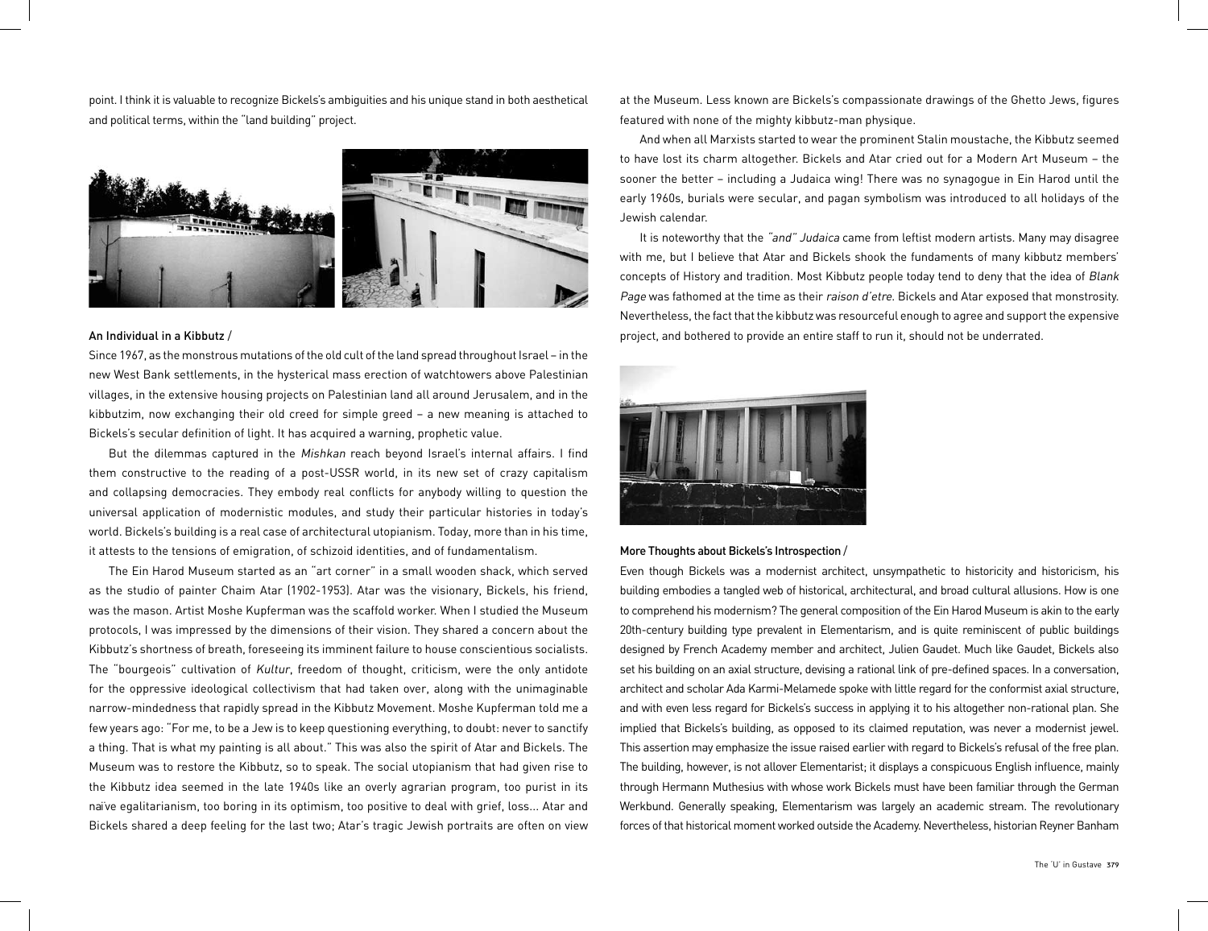point. I think it is valuable to recognize Bickels's ambiguities and his unique stand in both aesthetical and political terms, within the "land building" project.

## An Individual in a Kibbutz /

Since 1967, as the monstrous mutations of the old cult of the land spread throughout Israel – in the new West Bank settlements, in the hysterical mass erection of watchtowers above Palestinian villages, in the extensive housing projects on Palestinian land all around Jerusalem, and in the kibbutzim, now exchanging their old creed for simple greed – a new meaning is attached to Bickels's secular definition of light. It has acquired a warning, prophetic value.

But the dilemmas captured in the *Mishkan* reach beyond Israel's internal affairs. I find them constructive to the reading of a post-USSR world, in its new set of crazy capitalism and collapsing democracies. They embody real conflicts for anybody willing to question the universal application of modernistic modules, and study their particular histories in today's world. Bickels's building is a real case of architectural utopianism. Today, more than in his time, it attests to the tensions of emigration, of schizoid identities, and of fundamentalism.

The Ein Harod Museum started as an "art corner" in a small wooden shack, which served as the studio of painter Chaim Atar (1902-1953). Atar was the visionary, Bickels, his friend, was the mason. Artist Moshe Kupferman was the scaffold worker. When I studied the Museum protocols, I was impressed by the dimensions of their vision. They shared a concern about the Kibbutz's shortness of breath, foreseeing its imminent failure to house conscientious socialists. The "bourgeois" cultivation of *Kultur*, freedom of thought, criticism, were the only antidote for the oppressive ideological collectivism that had taken over, along with the unimaginable narrow-mindedness that rapidly spread in the Kibbutz Movement. Moshe Kupferman told me a few years ago: "For me, to be a Jew is to keep questioning everything, to doubt: never to sanctify a thing. That is what my painting is all about." This was also the spirit of Atar and Bickels. The Museum was to restore the Kibbutz, so to speak. The social utopianism that had given rise to the Kibbutz idea seemed in the late 1940s like an overly agrarian program, too purist in its naïve egalitarianism, too boring in its optimism, too positive to deal with grief, loss… Atar and Bickels shared a deep feeling for the last two; Atar's tragic Jewish portraits are often on view at the Museum. Less known are Bickels's compassionate drawings of the Ghetto Jews, figures featured with none of the mighty kibbutz-man physique.

And when all Marxists started to wear the prominent Stalin moustache, the Kibbutz seemed to have lost its charm altogether. Bickels and Atar cried out for a Modern Art Museum – the sooner the better – including a Judaica wing! There was no synagogue in Ein Harod until the early 1960s, burials were secular, and pagan symbolism was introduced to all holidays of the Jewish calendar.

It is noteworthy that the *"and" Judaica* came from leftist modern artists. Many may disagree with me, but I believe that Atar and Bickels shook the fundaments of many kibbutz members' concepts of History and tradition. Most Kibbutz people today tend to deny that the idea of *Blank Page* was fathomed at the time as their *raison d'etre*. Bickels and Atar exposed that monstrosity. Nevertheless, the fact that the kibbutz was resourceful enough to agree and support the expensive project, and bothered to provide an entire staff to run it, should not be underrated.

## More Thoughts about Bickels's Introspection /

Even though Bickels was a modernist architect, unsympathetic to historicity and historicism, his building embodies a tangled web of historical, architectural, and broad cultural allusions. How is one to comprehend his modernism? The general composition of the Ein Harod Museum is akin to the early 20th-century building type prevalent in Elementarism, and is quite reminiscent of public buildings designed by French Academy member and architect, Julien Gaudet. Much like Gaudet, Bickels also set his building on an axial structure, devising a rational link of pre-defined spaces. In a conversation, architect and scholar Ada Karmi-Melamede spoke with little regard for the conformist axial structure, and with even less regard for Bickels's success in applying it to his altogether non-rational plan. She implied that Bickels's building, as opposed to its claimed reputation, was never a modernist jewel. This assertion may emphasize the issue raised earlier with regard to Bickels's refusal of the free plan. The building, however, is not allover Elementarist; it displays a conspicuous English influence, mainly through Hermann Muthesius with whose work Bickels must have been familiar through the German Werkbund. Generally speaking, Elementarism was largely an academic stream. The revolutionary forces of that historical moment worked outside the Academy. Nevertheless, historian Reyner Banham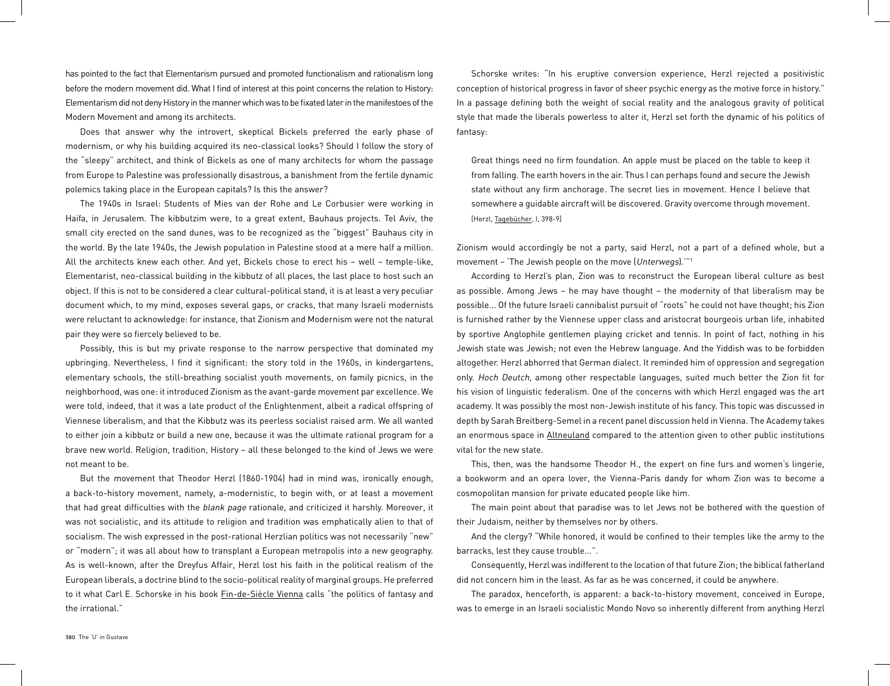has pointed to the fact that Elementarism pursued and promoted functionalism and rationalism long before the modern movement did. What I find of interest at this point concerns the relation to History: Elementarism did not deny History in the manner which was to be fixated later in the manifestoes of the Modern Movement and among its architects.

Does that answer why the introvert, skeptical Bickels preferred the early phase of modernism, or why his building acquired its neo-classical looks? Should I follow the story of the "sleepy" architect, and think of Bickels as one of many architects for whom the passage from Europe to Palestine was professionally disastrous, a banishment from the fertile dynamic polemics taking place in the European capitals? Is this the answer?

The 1940s in Israel: Students of Mies van der Rohe and Le Corbusier were working in Haifa, in Jerusalem. The kibbutzim were, to a great extent, Bauhaus projects. Tel Aviv, the small city erected on the sand dunes, was to be recognized as the "biggest" Bauhaus city in the world. By the late 1940s, the Jewish population in Palestine stood at a mere half a million. All the architects knew each other. And yet, Bickels chose to erect his – well – temple-like, Elementarist, neo-classical building in the kibbutz of all places, the last place to host such an object. If this is not to be considered a clear cultural-political stand, it is at least a very peculiar document which, to my mind, exposes several gaps, or cracks, that many Israeli modernists were reluctant to acknowledge: for instance, that Zionism and Modernism were not the natural pair they were so fiercely believed to be.

Possibly, this is but my private response to the narrow perspective that dominated my upbringing. Nevertheless, I find it significant: the story told in the 1960s, in kindergartens, elementary schools, the still-breathing socialist youth movements, on family picnics, in the neighborhood, was one: it introduced Zionism as the avant-garde movement par excellence. We were told, indeed, that it was a late product of the Enlightenment, albeit a radical offspring of Viennese liberalism, and that the Kibbutz was its peerless socialist raised arm. We all wanted to either join a kibbutz or build a new one, because it was the ultimate rational program for a brave new world. Religion, tradition, History – all these belonged to the kind of Jews we were not meant to be.

But the movement that Theodor Herzl (1860-1904) had in mind was, ironically enough, a back-to-history movement, namely, a-modernistic, to begin with, or at least a movement that had great difficulties with the *blank page* rationale, and criticized it harshly. Moreover, it was not socialistic, and its attitude to religion and tradition was emphatically alien to that of socialism. The wish expressed in the post-rational Herzlian politics was not necessarily "new" or "modern"; it was all about how to transplant a European metropolis into a new geography. As is well-known, after the Dreyfus Affair, Herzl lost his faith in the political realism of the European liberals, a doctrine blind to the socio-political reality of marginal groups. He preferred to it what Carl E. Schorske in his book Fin-de-Siècle Vienna calls "the politics of fantasy and the irrational."

Schorske writes: "In his eruptive conversion experience, Herzl rejected a positivistic conception of historical progress in favor of sheer psychic energy as the motive force in history." In a passage defining both the weight of social reality and the analogous gravity of political style that made the liberals powerless to alter it, Herzl set forth the dynamic of his politics of fantasy:

> Great things need no firm foundation. An apple must be placed on the table to keep it from falling. The earth hovers in the air. Thus I can perhaps found and secure the Jewish state without any firm anchorage. The secret lies in movement. Hence I believe that somewhere a guidable aircraft will be discovered. Gravity overcome through movement.
> [Herzl, Tagebücher, I, 398-9]

Zionism would accordingly be not a party, said Herzl, not a part of a defined whole, but a movement – 'The Jewish people on the move (*Unterwegs*).'"[1]

According to Herzl's plan, Zion was to reconstruct the European liberal culture as best as possible. Among Jews – he may have thought – the modernity of that liberalism may be possible... Of the future Israeli cannibalist pursuit of "roots" he could not have thought; his Zion is furnished rather by the Viennese upper class and aristocrat bourgeois urban life, inhabited by sportive Anglophile gentlemen playing cricket and tennis. In point of fact, nothing in his Jewish state was Jewish; not even the Hebrew language. And the Yiddish was to be forbidden altogether. Herzl abhorred that German dialect. It reminded him of oppression and segregation only. *Hoch Deutch*, among other respectable languages, suited much better the Zion fit for his vision of linguistic federalism. One of the concerns with which Herzl engaged was the art academy. It was possibly the most non-Jewish institute of his fancy. This topic was discussed in depth by Sarah Breitberg-Semel in a recent panel discussion held in Vienna. The Academy takes an enormous space in Altneuland compared to the attention given to other public institutions vital for the new state.

This, then, was the handsome Theodor H., the expert on fine furs and women's lingerie, a bookworm and an opera lover, the Vienna-Paris dandy for whom Zion was to become a cosmopolitan mansion for private educated people like him.

The main point about that paradise was to let Jews not be bothered with the question of their Judaism, neither by themselves nor by others.

And the clergy? "While honored, it would be confined to their temples like the army to the barracks, lest they cause trouble...".

Consequently, Herzl was indifferent to the location of that future Zion; the biblical fatherland did not concern him in the least. As far as he was concerned, it could be anywhere.

The paradox, henceforth, is apparent: a back-to-history movement, conceived in Europe, was to emerge in an Israeli socialistic Mondo Novo so inherently different from anything Herzl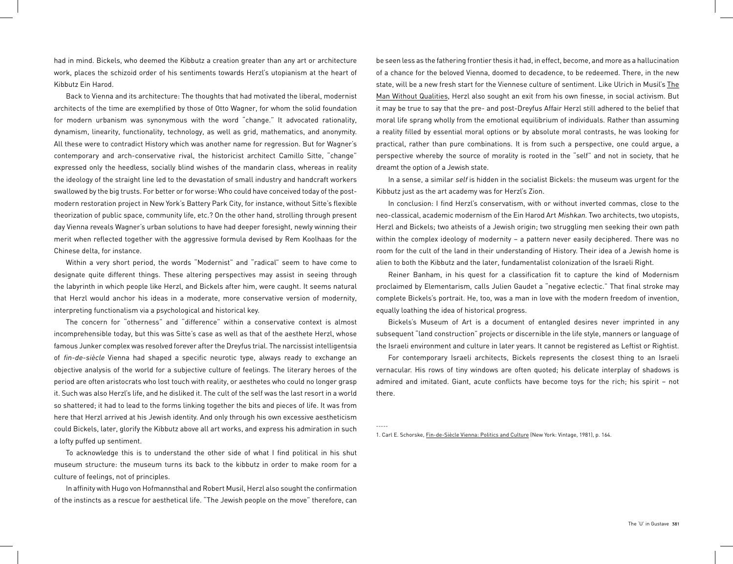had in mind. Bickels, who deemed the Kibbutz a creation greater than any art or architecture work, places the schizoid order of his sentiments towards Herzl's utopianism at the heart of Kibbutz Ein Harod.

Back to Vienna and its architecture: The thoughts that had motivated the liberal, modernist architects of the time are exemplified by those of Otto Wagner, for whom the solid foundation for modern urbanism was synonymous with the word "change." It advocated rationality, dynamism, linearity, functionality, technology, as well as grid, mathematics, and anonymity. All these were to contradict History which was another name for regression. But for Wagner's contemporary and arch-conservative rival, the historicist architect Camillo Sitte, "change" expressed only the heedless, socially blind wishes of the mandarin class, whereas in reality the ideology of the straight line led to the devastation of small industry and handcraft workers swallowed by the big trusts. For better or for worse: Who could have conceived today of the post-modern restoration project in New York's Battery Park City, for instance, without Sitte's flexible theorization of public space, community life, etc.? On the other hand, strolling through present day Vienna reveals Wagner's urban solutions to have had deeper foresight, newly winning their merit when reflected together with the aggressive formula devised by Rem Koolhaas for the Chinese delta, for instance.

Within a very short period, the words "Modernist" and "radical" seem to have come to designate quite different things. These altering perspectives may assist in seeing through the labyrinth in which people like Herzl, and Bickels after him, were caught. It seems natural that Herzl would anchor his ideas in a moderate, more conservative version of modernity, interpreting functionalism via a psychological and historical key.

The concern for "otherness" and "difference" within a conservative context is almost incomprehensible today, but this was Sitte's case as well as that of the aesthete Herzl, whose famous Junker complex was resolved forever after the Dreyfus trial. The narcissist intelligentsia of *fin-de-siècle* Vienna had shaped a specific neurotic type, always ready to exchange an objective analysis of the world for a subjective culture of feelings. The literary heroes of the period are often aristocrats who lost touch with reality, or aesthetes who could no longer grasp it. Such was also Herzl's life, and he disliked it. The cult of the self was the last resort in a world so shattered; it had to lead to the forms linking together the bits and pieces of life. It was from here that Herzl arrived at his Jewish identity. And only through his own excessive aestheticism could Bickels, later, glorify the Kibbutz above all art works, and express his admiration in such a lofty puffed up sentiment.

To acknowledge this is to understand the other side of what I find political in his shut museum structure: the museum turns its back to the kibbutz in order to make room for a culture of feelings, not of principles.

In affinity with Hugo von Hofmannsthal and Robert Musil, Herzl also sought the confirmation of the instincts as a rescue for aesthetical life. "The Jewish people on the move" therefore, can be seen less as the fathering frontier thesis it had, in effect, become, and more as a hallucination of a chance for the beloved Vienna, doomed to decadence, to be redeemed. There, in the new state, will be a new fresh start for the Viennese culture of sentiment. Like Ulrich in Musil's The Man Without Qualities, Herzl also sought an exit from his own finesse, in social activism. But it may be true to say that the pre- and post-Dreyfus Affair Herzl still adhered to the belief that moral life sprang wholly from the emotional equilibrium of individuals. Rather than assuming a reality filled by essential moral options or by absolute moral contrasts, he was looking for practical, rather than pure combinations. It is from such a perspective, one could argue, a perspective whereby the source of morality is rooted in the "self" and not in society, that he dreamt the option of a Jewish state.

In a sense, a similar *self* is hidden in the socialist Bickels: the museum was urgent for the Kibbutz just as the art academy was for Herzl's Zion.

In conclusion: I find Herzl's conservatism, with or without inverted commas, close to the neo-classical, academic modernism of the Ein Harod Art *Mishkan*. Two architects, two utopists, Herzl and Bickels; two atheists of a Jewish origin; two struggling men seeking their own path within the complex ideology of modernity – a pattern never easily deciphered. There was no room for the cult of the land in their understanding of History. Their idea of a Jewish home is alien to both the Kibbutz and the later, fundamentalist colonization of the Israeli Right.

Reiner Banham, in his quest for a classification fit to capture the kind of Modernism proclaimed by Elementarism, calls Julien Gaudet a "negative eclectic." That final stroke may complete Bickels's portrait. He, too, was a man in love with the modern freedom of invention, equally loathing the idea of historical progress.

Bickels's Museum of Art is a document of entangled desires never imprinted in any subsequent "land construction" projects or discernible in the life style, manners or language of the Israeli environment and culture in later years. It cannot be registered as Leftist or Rightist.

For contemporary Israeli architects, Bickels represents the closest thing to an Israeli vernacular. His rows of tiny windows are often quoted; his delicate interplay of shadows is admired and imitated. Giant, acute conflicts have become toys for the rich; his spirit – not there.

-----

1. Carl E. Schorske, Fin-de-Siècle Vienna: Politics and Culture (New York: Vintage, 1981), p. 164.